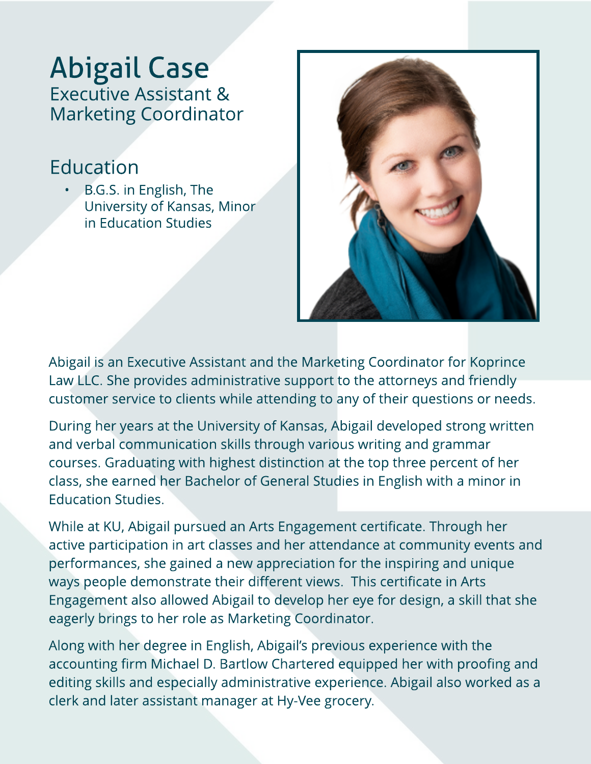# Abigail Case

## Executive Assistant & Marketing Coordinator

## Education

- B.G.S. in English, The University of Kansas, Minor in Education Studies

Abigail is an Executive Assistant and the Marketing Coordinator for Koprince Law LLC. She provides administrative support to the attorneys and friendly customer service to clients while attending to any of their questions or needs.

During her years at the University of Kansas, Abigail developed strong written and verbal communication skills through various writing and grammar courses. Graduating with highest distinction at the top three percent of her class, she earned her Bachelor of General Studies in English with a minor in Education Studies.

While at KU, Abigail pursued an Arts Engagement certificate. Through her active participation in art classes and her attendance at community events and performances, she gained a new appreciation for the inspiring and unique ways people demonstrate their different views. This certificate in Arts Engagement also allowed Abigail to develop her eye for design, a skill that she eagerly brings to her role as Marketing Coordinator.

Along with her degree in English, Abigail's previous experience with the accounting firm Michael D. Bartlow Chartered equipped her with proofing and editing skills and especially administrative experience. Abigail also worked as a clerk and later assistant manager at Hy-Vee grocery.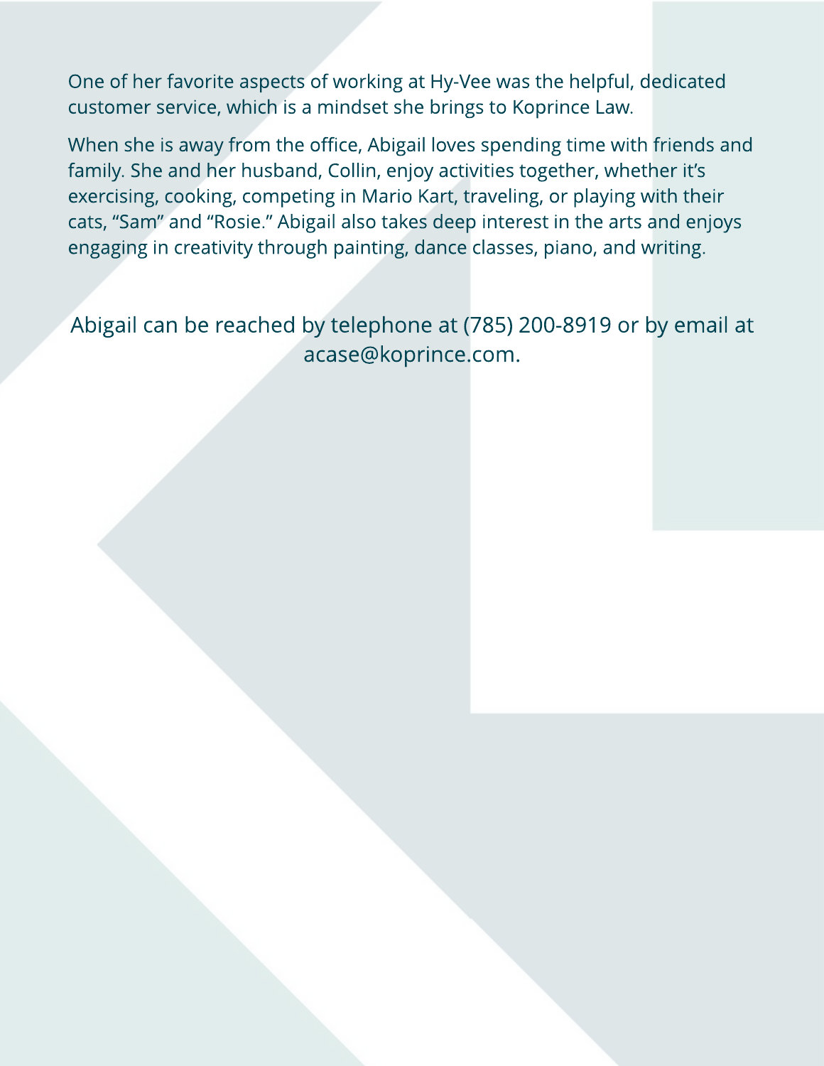One of her favorite aspects of working at Hy-Vee was the helpful, dedicated customer service, which is a mindset she brings to Koprince Law.

When she is away from the office, Abigail loves spending time with friends and family. She and her husband, Collin, enjoy activities together, whether it's exercising, cooking, competing in Mario Kart, traveling, or playing with their cats, "Sam" and "Rosie." Abigail also takes deep interest in the arts and enjoys engaging in creativity through painting, dance classes, piano, and writing.

Abigail can be reached by telephone at (785) 200-8919 or by email at acase@koprince.com.